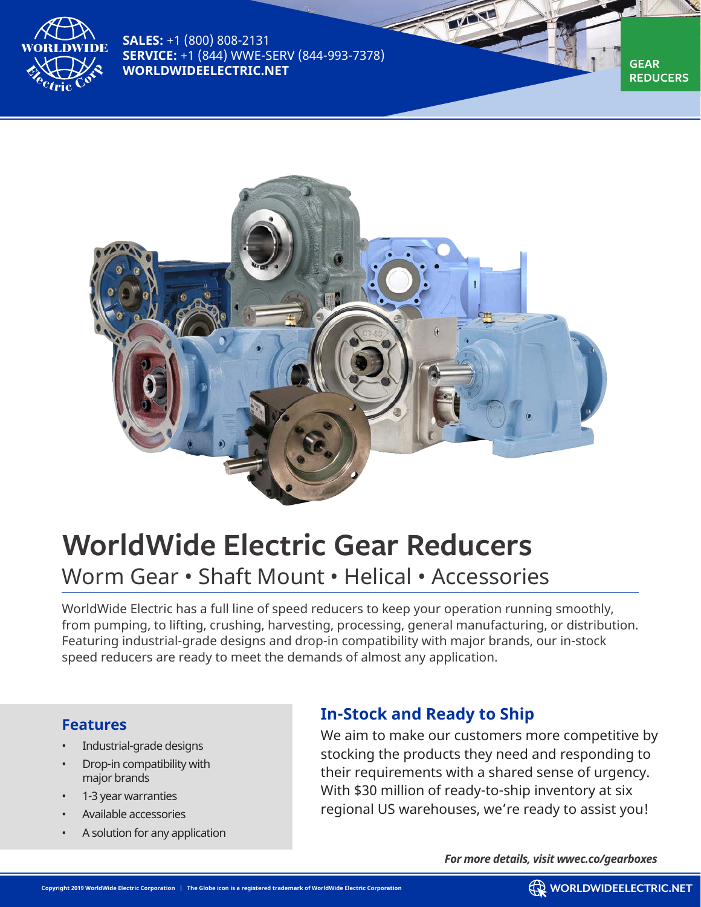**SALES:** +1 (800) 808-2131
**SERVICE:** +1 (844) WWE-SERV (844-993-7378)
**WORLDWIDEELECTRIC.NET**

**GEAR REDUCERS**

# WorldWide Electric Gear Reducers

## Worm Gear • Shaft Mount • Helical • Accessories

WorldWide Electric has a full line of speed reducers to keep your operation running smoothly, from pumping, to lifting, crushing, harvesting, processing, general manufacturing, or distribution. Featuring industrial-grade designs and drop-in compatibility with major brands, our in-stock speed reducers are ready to meet the demands of almost any application.

### Features

- Industrial-grade designs
- Drop-in compatibility with major brands
- 1-3 year warranties
- Available accessories
- A solution for any application

### In-Stock and Ready to Ship

We aim to make our customers more competitive by stocking the products they need and responding to their requirements with a shared sense of urgency. With $30 million of ready-to-ship inventory at six regional US warehouses, we're ready to assist you!

***For more details, visit wwec.co/gearboxes***

Copyright 2019 WorldWide Electric Corporation | The Globe icon is a registered trademark of WorldWide Electric Corporation

WORLDWIDEELECTRIC.NET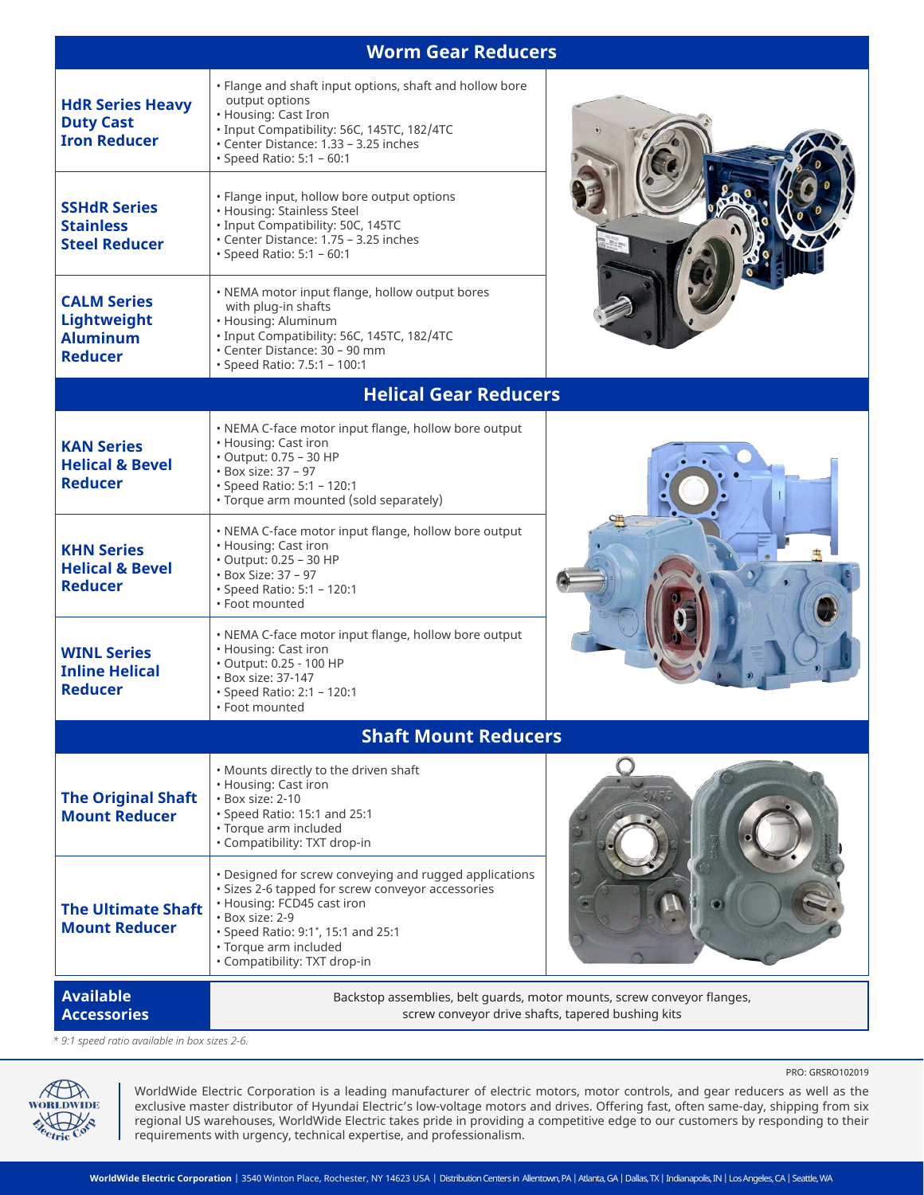## Worm Gear Reducers

| | |
|---|---|
| **HdR Series Heavy Duty Cast Iron Reducer** | • Flange and shaft input options, shaft and hollow bore output options<br>• Housing: Cast Iron<br>• Input Compatibility: 56C, 145TC, 182/4TC<br>• Center Distance: 1.33 – 3.25 inches<br>• Speed Ratio: 5:1 – 60:1 |
| **SSHdR Series Stainless Steel Reducer** | • Flange input, hollow bore output options<br>• Housing: Stainless Steel<br>• Input Compatibility: 50C, 145TC<br>• Center Distance: 1.75 – 3.25 inches<br>• Speed Ratio: 5:1 – 60:1 |
| **CALM Series Lightweight Aluminum Reducer** | • NEMA motor input flange, hollow output bores with plug-in shafts<br>• Housing: Aluminum<br>• Input Compatibility: 56C, 145TC, 182/4TC<br>• Center Distance: 30 – 90 mm<br>• Speed Ratio: 7.5:1 – 100:1 |

## Helical Gear Reducers

| | |
|---|---|
| **KAN Series Helical & Bevel Reducer** | • NEMA C-face motor input flange, hollow bore output<br>• Housing: Cast iron<br>• Output: 0.75 – 30 HP<br>• Box size: 37 – 97<br>• Speed Ratio: 5:1 – 120:1<br>• Torque arm mounted (sold separately) |
| **KHN Series Helical & Bevel Reducer** | • NEMA C-face motor input flange, hollow bore output<br>• Housing: Cast iron<br>• Output: 0.25 – 30 HP<br>• Box Size: 37 – 97<br>• Speed Ratio: 5:1 – 120:1<br>• Foot mounted |
| **WINL Series Inline Helical Reducer** | • NEMA C-face motor input flange, hollow bore output<br>• Housing: Cast iron<br>• Output: 0.25 - 100 HP<br>• Box size: 37-147<br>• Speed Ratio: 2:1 – 120:1<br>• Foot mounted |

## Shaft Mount Reducers

| | |
|---|---|
| **The Original Shaft Mount Reducer** | • Mounts directly to the driven shaft<br>• Housing: Cast iron<br>• Box size: 2-10<br>• Speed Ratio: 15:1 and 25:1<br>• Torque arm included<br>• Compatibility: TXT drop-in |
| **The Ultimate Shaft Mount Reducer** | • Designed for screw conveying and rugged applications<br>• Sizes 2-6 tapped for screw conveyor accessories<br>• Housing: FCD45 cast iron<br>• Box size: 2-9<br>• Speed Ratio: 9:1*, 15:1 and 25:1<br>• Torque arm included<br>• Compatibility: TXT drop-in |
| **Available Accessories** | Backstop assemblies, belt guards, motor mounts, screw conveyor flanges, screw conveyor drive shafts, tapered bushing kits |

*\* 9:1 speed ratio available in box sizes 2-6.*

PRO: GRSRO102019

WorldWide Electric Corporation is a leading manufacturer of electric motors, motor controls, and gear reducers as well as the exclusive master distributor of Hyundai Electric's low-voltage motors and drives. Offering fast, often same-day, shipping from six regional US warehouses, WorldWide Electric takes pride in providing a competitive edge to our customers by responding to their requirements with urgency, technical expertise, and professionalism.

**WorldWide Electric Corporation** | 3540 Winton Place, Rochester, NY 14623 USA | Distribution Centers in Allentown, PA | Atlanta, GA | Dallas, TX | Indianapolis, IN | Los Angeles, CA | Seattle, WA